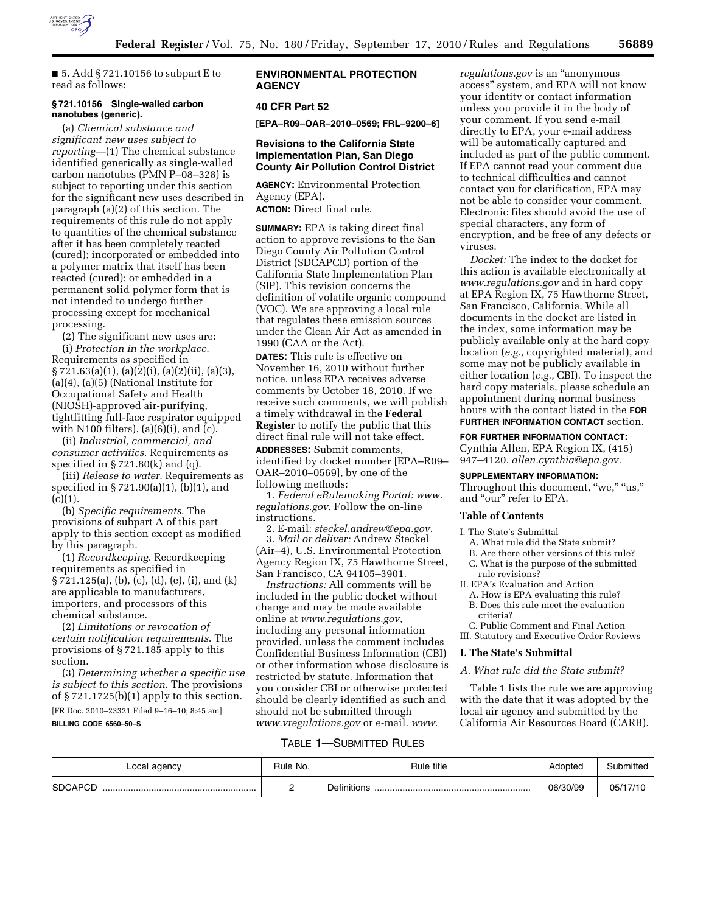■ 5. Add § 721.10156 to subpart E to read as follows:

**§ 721.10156 Single-walled carbon nanotubes (generic).**

(a) *Chemical substance and significant new uses subject to reporting*—(1) The chemical substance identified generically as single-walled carbon nanotubes (PMN P–08–328) is subject to reporting under this section for the significant new uses described in paragraph (a)(2) of this section. The requirements of this rule do not apply to quantities of the chemical substance after it has been completely reacted (cured); incorporated or embedded into a polymer matrix that itself has been reacted (cured); or embedded in a permanent solid polymer form that is not intended to undergo further processing except for mechanical processing.

(2) The significant new uses are:

(i) *Protection in the workplace*. Requirements as specified in § 721.63(a)(1), (a)(2)(i), (a)(2)(ii), (a)(3), (a)(4), (a)(5) (National Institute for Occupational Safety and Health (NIOSH)-approved air-purifying, tightfitting full-face respirator equipped with N100 filters), (a)(6)(i), and (c).

(ii) *Industrial, commercial, and consumer activities*. Requirements as specified in § 721.80(k) and (q).

(iii) *Release to water*. Requirements as specified in § 721.90(a)(1), (b)(1), and (c)(1).

(b) *Specific requirements*. The provisions of subpart A of this part apply to this section except as modified by this paragraph.

(1) *Recordkeeping*. Recordkeeping requirements as specified in § 721.125(a), (b), (c), (d), (e), (i), and (k) are applicable to manufacturers, importers, and processors of this chemical substance.

(2) *Limitations or revocation of certain notification requirements*. The provisions of § 721.185 apply to this section.

(3) *Determining whether a specific use is subject to this section*. The provisions of § 721.1725(b)(1) apply to this section.

[FR Doc. 2010–23321 Filed 9–16–10; 8:45 am]

**BILLING CODE 6560–50–S**

## ENVIRONMENTAL PROTECTION AGENCY

### 40 CFR Part 52

**[EPA–R09–OAR–2010–0569; FRL–9200–6]**

### Revisions to the California State Implementation Plan, San Diego County Air Pollution Control District

**AGENCY:** Environmental Protection Agency (EPA).

**ACTION:** Direct final rule.

**SUMMARY:** EPA is taking direct final action to approve revisions to the San Diego County Air Pollution Control District (SDCAPCD) portion of the California State Implementation Plan (SIP). This revision concerns the definition of volatile organic compound (VOC). We are approving a local rule that regulates these emission sources under the Clean Air Act as amended in 1990 (CAA or the Act).

**DATES:** This rule is effective on November 16, 2010 without further notice, unless EPA receives adverse comments by October 18, 2010. If we receive such comments, we will publish a timely withdrawal in the **Federal Register** to notify the public that this direct final rule will not take effect.

**ADDRESSES:** Submit comments, identified by docket number [EPA–R09–OAR–2010–0569], by one of the following methods:

1. *Federal eRulemaking Portal: www.regulations.gov*. Follow the on-line instructions.

2. E-mail: *steckel.andrew@epa.gov.*

3. *Mail or deliver:* Andrew Steckel (Air–4), U.S. Environmental Protection Agency Region IX, 75 Hawthorne Street, San Francisco, CA 94105–3901.

*Instructions:* All comments will be included in the public docket without change and may be made available online at *www.regulations.gov,* including any personal information provided, unless the comment includes Confidential Business Information (CBI) or other information whose disclosure is restricted by statute. Information that you consider CBI or otherwise protected should be clearly identified as such and should not be submitted through *www.vregulations.gov* or e-mail. *www.regulations.gov* is an "anonymous access" system, and EPA will not know your identity or contact information unless you provide it in the body of your comment. If you send e-mail directly to EPA, your e-mail address will be automatically captured and included as part of the public comment. If EPA cannot read your comment due to technical difficulties and cannot contact you for clarification, EPA may not be able to consider your comment. Electronic files should avoid the use of special characters, any form of encryption, and be free of any defects or viruses.

*Docket:* The index to the docket for this action is available electronically at *www.regulations.gov* and in hard copy at EPA Region IX, 75 Hawthorne Street, San Francisco, California. While all documents in the docket are listed in the index, some information may be publicly available only at the hard copy location (*e.g.,* copyrighted material), and some may not be publicly available in either location (*e.g.,* CBI). To inspect the hard copy materials, please schedule an appointment during normal business hours with the contact listed in the **FOR FURTHER INFORMATION CONTACT** section.

**FOR FURTHER INFORMATION CONTACT:** Cynthia Allen, EPA Region IX, (415) 947–4120, *allen.cynthia@epa.gov.*

**SUPPLEMENTARY INFORMATION:** Throughout this document, "we," "us," and "our" refer to EPA.

**Table of Contents**

I. The State's Submittal
  A. What rule did the State submit?
  B. Are there other versions of this rule?
  C. What is the purpose of the submitted rule revisions?
II. EPA's Evaluation and Action
  A. How is EPA evaluating this rule?
  B. Does this rule meet the evaluation criteria?
  C. Public Comment and Final Action
III. Statutory and Executive Order Reviews

**I. The State's Submittal**

*A. What rule did the State submit?*

Table 1 lists the rule we are approving with the date that it was adopted by the local air agency and submitted by the California Air Resources Board (CARB).

TABLE 1—SUBMITTED RULES

| Local agency | Rule No. | Rule title | Adopted | Submitted |
|---|---|---|---|---|
| SDCAPCD | 2 | Definitions | 06/30/99 | 05/17/10 |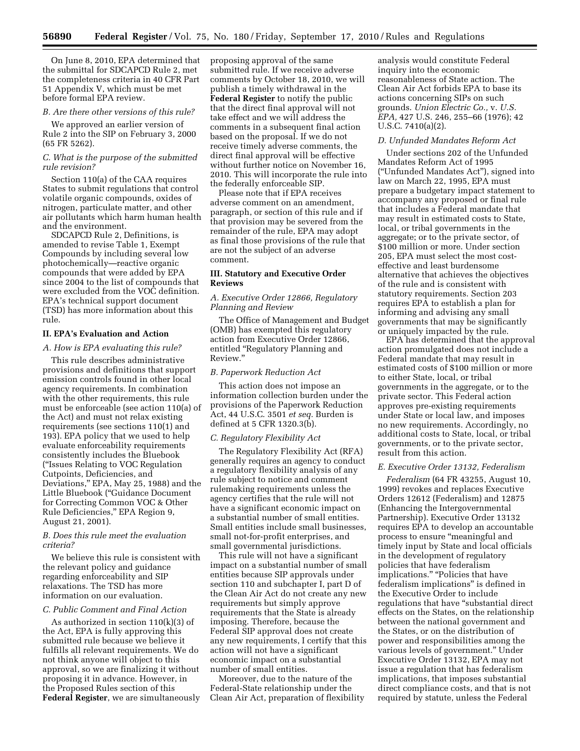On June 8, 2010, EPA determined that the submittal for SDCAPCD Rule 2, met the completeness criteria in 40 CFR Part 51 Appendix V, which must be met before formal EPA review.

### *B. Are there other versions of this rule?*

We approved an earlier version of Rule 2 into the SIP on February 3, 2000 (65 FR 5262).

### *C. What is the purpose of the submitted rule revision?*

Section 110(a) of the CAA requires States to submit regulations that control volatile organic compounds, oxides of nitrogen, particulate matter, and other air pollutants which harm human health and the environment.

SDCAPCD Rule 2, Definitions, is amended to revise Table 1, Exempt Compounds by including several low photochemically—reactive organic compounds that were added by EPA since 2004 to the list of compounds that were excluded from the VOC definition. EPA's technical support document (TSD) has more information about this rule.

## II. EPA's Evaluation and Action

### *A. How is EPA evaluating this rule?*

This rule describes administrative provisions and definitions that support emission controls found in other local agency requirements. In combination with the other requirements, this rule must be enforceable (see action 110(a) of the Act) and must not relax existing requirements (see sections 110(1) and 193). EPA policy that we used to help evaluate enforceability requirements consistently includes the Bluebook ("Issues Relating to VOC Regulation Cutpoints, Deficiencies, and Deviations," EPA, May 25, 1988) and the Little Bluebook ("Guidance Document for Correcting Common VOC & Other Rule Deficiencies," EPA Region 9, August 21, 2001).

### *B. Does this rule meet the evaluation criteria?*

We believe this rule is consistent with the relevant policy and guidance regarding enforceability and SIP relaxations. The TSD has more information on our evaluation.

### *C. Public Comment and Final Action*

As authorized in section 110(k)(3) of the Act, EPA is fully approving this submitted rule because we believe it fulfills all relevant requirements. We do not think anyone will object to this approval, so we are finalizing it without proposing it in advance. However, in the Proposed Rules section of this **Federal Register**, we are simultaneously proposing approval of the same submitted rule. If we receive adverse comments by October 18, 2010, we will publish a timely withdrawal in the **Federal Register** to notify the public that the direct final approval will not take effect and we will address the comments in a subsequent final action based on the proposal. If we do not receive timely adverse comments, the direct final approval will be effective without further notice on November 16, 2010. This will incorporate the rule into the federally enforceable SIP.

Please note that if EPA receives adverse comment on an amendment, paragraph, or section of this rule and if that provision may be severed from the remainder of the rule, EPA may adopt as final those provisions of the rule that are not the subject of an adverse comment.

## III. Statutory and Executive Order Reviews

### *A. Executive Order 12866, Regulatory Planning and Review*

The Office of Management and Budget (OMB) has exempted this regulatory action from Executive Order 12866, entitled "Regulatory Planning and Review."

### *B. Paperwork Reduction Act*

This action does not impose an information collection burden under the provisions of the Paperwork Reduction Act, 44 U.S.C. 3501 *et seq.* Burden is defined at 5 CFR 1320.3(b).

### *C. Regulatory Flexibility Act*

The Regulatory Flexibility Act (RFA) generally requires an agency to conduct a regulatory flexibility analysis of any rule subject to notice and comment rulemaking requirements unless the agency certifies that the rule will not have a significant economic impact on a substantial number of small entities. Small entities include small businesses, small not-for-profit enterprises, and small governmental jurisdictions.

This rule will not have a significant impact on a substantial number of small entities because SIP approvals under section 110 and subchapter I, part D of the Clean Air Act do not create any new requirements but simply approve requirements that the State is already imposing. Therefore, because the Federal SIP approval does not create any new requirements, I certify that this action will not have a significant economic impact on a substantial number of small entities.

Moreover, due to the nature of the Federal-State relationship under the Clean Air Act, preparation of flexibility analysis would constitute Federal inquiry into the economic reasonableness of State action. The Clean Air Act forbids EPA to base its actions concerning SIPs on such grounds. *Union Electric Co.,* v. *U.S. EPA,* 427 U.S. 246, 255–66 (1976); 42 U.S.C. 7410(a)(2).

### *D. Unfunded Mandates Reform Act*

Under sections 202 of the Unfunded Mandates Reform Act of 1995 ("Unfunded Mandates Act"), signed into law on March 22, 1995, EPA must prepare a budgetary impact statement to accompany any proposed or final rule that includes a Federal mandate that may result in estimated costs to State, local, or tribal governments in the aggregate; or to the private sector, of $100 million or more. Under section 205, EPA must select the most cost-effective and least burdensome alternative that achieves the objectives of the rule and is consistent with statutory requirements. Section 203 requires EPA to establish a plan for informing and advising any small governments that may be significantly or uniquely impacted by the rule.

EPA has determined that the approval action promulgated does not include a Federal mandate that may result in estimated costs of $100 million or more to either State, local, or tribal governments in the aggregate, or to the private sector. This Federal action approves pre-existing requirements under State or local law, and imposes no new requirements. Accordingly, no additional costs to State, local, or tribal governments, or to the private sector, result from this action.

### *E. Executive Order 13132, Federalism*

*Federalism* (64 FR 43255, August 10, 1999) revokes and replaces Executive Orders 12612 (Federalism) and 12875 (Enhancing the Intergovernmental Partnership). Executive Order 13132 requires EPA to develop an accountable process to ensure "meaningful and timely input by State and local officials in the development of regulatory policies that have federalism implications." "Policies that have federalism implications" is defined in the Executive Order to include regulations that have "substantial direct effects on the States, on the relationship between the national government and the States, or on the distribution of power and responsibilities among the various levels of government." Under Executive Order 13132, EPA may not issue a regulation that has federalism implications, that imposes substantial direct compliance costs, and that is not required by statute, unless the Federal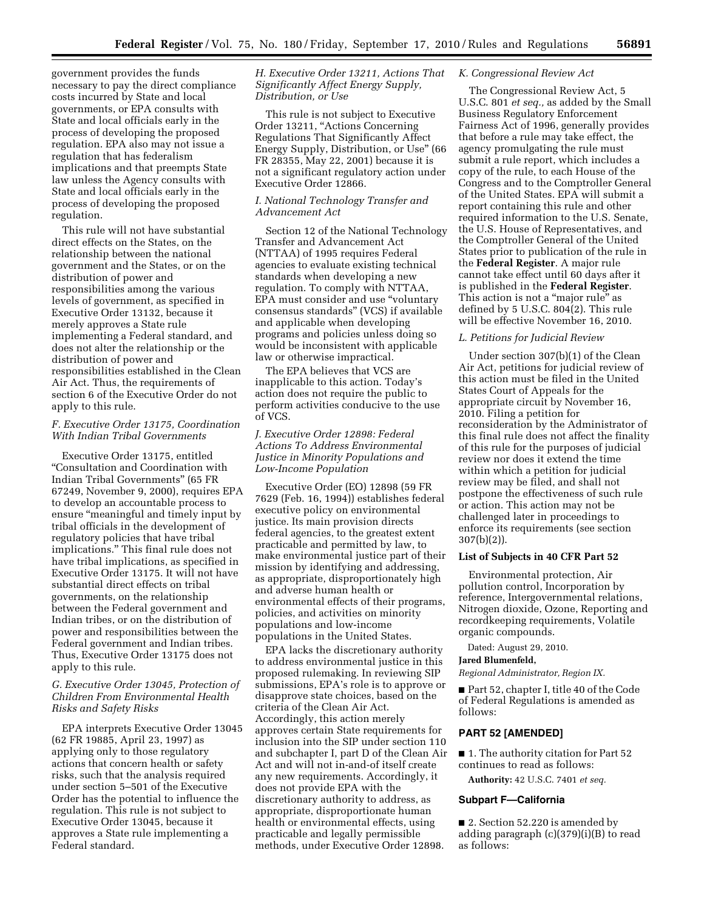government provides the funds necessary to pay the direct compliance costs incurred by State and local governments, or EPA consults with State and local officials early in the process of developing the proposed regulation. EPA also may not issue a regulation that has federalism implications and that preempts State law unless the Agency consults with State and local officials early in the process of developing the proposed regulation.

This rule will not have substantial direct effects on the States, on the relationship between the national government and the States, or on the distribution of power and responsibilities among the various levels of government, as specified in Executive Order 13132, because it merely approves a State rule implementing a Federal standard, and does not alter the relationship or the distribution of power and responsibilities established in the Clean Air Act. Thus, the requirements of section 6 of the Executive Order do not apply to this rule.

### *F. Executive Order 13175, Coordination With Indian Tribal Governments*

Executive Order 13175, entitled "Consultation and Coordination with Indian Tribal Governments" (65 FR 67249, November 9, 2000), requires EPA to develop an accountable process to ensure "meaningful and timely input by tribal officials in the development of regulatory policies that have tribal implications." This final rule does not have tribal implications, as specified in Executive Order 13175. It will not have substantial direct effects on tribal governments, on the relationship between the Federal government and Indian tribes, or on the distribution of power and responsibilities between the Federal government and Indian tribes. Thus, Executive Order 13175 does not apply to this rule.

### *G. Executive Order 13045, Protection of Children From Environmental Health Risks and Safety Risks*

EPA interprets Executive Order 13045 (62 FR 19885, April 23, 1997) as applying only to those regulatory actions that concern health or safety risks, such that the analysis required under section 5–501 of the Executive Order has the potential to influence the regulation. This rule is not subject to Executive Order 13045, because it approves a State rule implementing a Federal standard.

### *H. Executive Order 13211, Actions That Significantly Affect Energy Supply, Distribution, or Use*

This rule is not subject to Executive Order 13211, "Actions Concerning Regulations That Significantly Affect Energy Supply, Distribution, or Use" (66 FR 28355, May 22, 2001) because it is not a significant regulatory action under Executive Order 12866.

### *I. National Technology Transfer and Advancement Act*

Section 12 of the National Technology Transfer and Advancement Act (NTTAA) of 1995 requires Federal agencies to evaluate existing technical standards when developing a new regulation. To comply with NTTAA, EPA must consider and use "voluntary consensus standards" (VCS) if available and applicable when developing programs and policies unless doing so would be inconsistent with applicable law or otherwise impractical.

The EPA believes that VCS are inapplicable to this action. Today's action does not require the public to perform activities conducive to the use of VCS.

### *J. Executive Order 12898: Federal Actions To Address Environmental Justice in Minority Populations and Low-Income Population*

Executive Order (EO) 12898 (59 FR 7629 (Feb. 16, 1994)) establishes federal executive policy on environmental justice. Its main provision directs federal agencies, to the greatest extent practicable and permitted by law, to make environmental justice part of their mission by identifying and addressing, as appropriate, disproportionately high and adverse human health or environmental effects of their programs, policies, and activities on minority populations and low-income populations in the United States.

EPA lacks the discretionary authority to address environmental justice in this proposed rulemaking. In reviewing SIP submissions, EPA's role is to approve or disapprove state choices, based on the criteria of the Clean Air Act. Accordingly, this action merely approves certain State requirements for inclusion into the SIP under section 110 and subchapter I, part D of the Clean Air Act and will not in-and-of itself create any new requirements. Accordingly, it does not provide EPA with the discretionary authority to address, as appropriate, disproportionate human health or environmental effects, using practicable and legally permissible methods, under Executive Order 12898.

### *K. Congressional Review Act*

The Congressional Review Act, 5 U.S.C. 801 *et seq.,* as added by the Small Business Regulatory Enforcement Fairness Act of 1996, generally provides that before a rule may take effect, the agency promulgating the rule must submit a rule report, which includes a copy of the rule, to each House of the Congress and to the Comptroller General of the United States. EPA will submit a report containing this rule and other required information to the U.S. Senate, the U.S. House of Representatives, and the Comptroller General of the United States prior to publication of the rule in the **Federal Register**. A major rule cannot take effect until 60 days after it is published in the **Federal Register**. This action is not a "major rule" as defined by 5 U.S.C. 804(2). This rule will be effective November 16, 2010.

### *L. Petitions for Judicial Review*

Under section 307(b)(1) of the Clean Air Act, petitions for judicial review of this action must be filed in the United States Court of Appeals for the appropriate circuit by November 16, 2010. Filing a petition for reconsideration by the Administrator of this final rule does not affect the finality of this rule for the purposes of judicial review nor does it extend the time within which a petition for judicial review may be filed, and shall not postpone the effectiveness of such rule or action. This action may not be challenged later in proceedings to enforce its requirements (see section 307(b)(2)).

### List of Subjects in 40 CFR Part 52

Environmental protection, Air pollution control, Incorporation by reference, Intergovernmental relations, Nitrogen dioxide, Ozone, Reporting and recordkeeping requirements, Volatile organic compounds.

Dated: August 29, 2010.

**Jared Blumenfeld,**

*Regional Administrator, Region IX.*

■ Part 52, chapter I, title 40 of the Code of Federal Regulations is amended as follows:

## PART 52 [AMENDED]

■ 1. The authority citation for Part 52 continues to read as follows:

**Authority:** 42 U.S.C. 7401 *et seq.*

### Subpart F—California

■ 2. Section 52.220 is amended by adding paragraph (c)(379)(i)(B) to read as follows: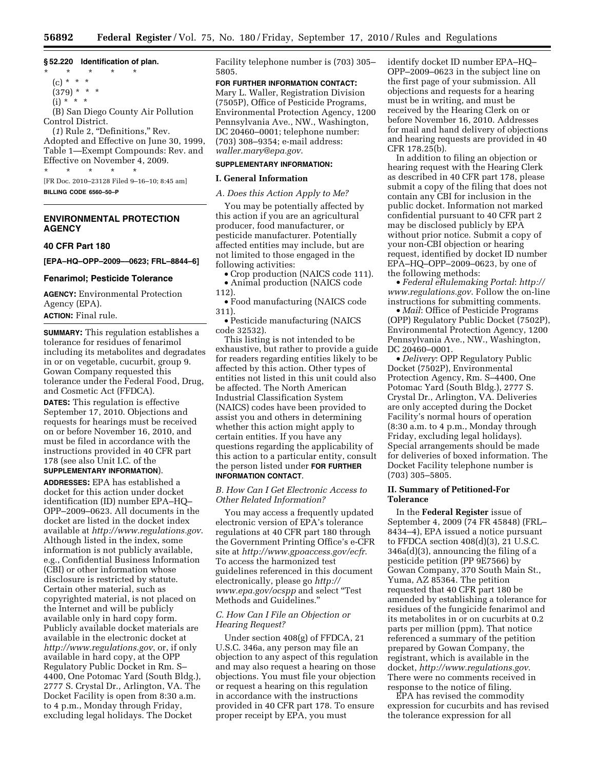**§ 52.220 Identification of plan.**

\* \* \* \* \*

(c) \* \* \*

(379) \* \* \*

(i) \* \* \*

(B) San Diego County Air Pollution Control District.

(*1*) Rule 2, "Definitions," Rev. Adopted and Effective on June 30, 1999, Table 1—Exempt Compounds: Rev. and Effective on November 4, 2009.

\* \* \* \* \*

[FR Doc. 2010–23128 Filed 9–16–10; 8:45 am]

**BILLING CODE 6560–50–P**

## ENVIRONMENTAL PROTECTION AGENCY

### 40 CFR Part 180

**[EPA–HQ–OPP–2009––0623; FRL–8844–6]**

### Fenarimol; Pesticide Tolerance

**AGENCY:** Environmental Protection Agency (EPA).

**ACTION:** Final rule.

**SUMMARY:** This regulation establishes a tolerance for residues of fenarimol including its metabolites and degradates in or on vegetable, cucurbit, group 9. Gowan Company requested this tolerance under the Federal Food, Drug, and Cosmetic Act (FFDCA).

**DATES:** This regulation is effective September 17, 2010. Objections and requests for hearings must be received on or before November 16, 2010, and must be filed in accordance with the instructions provided in 40 CFR part 178 (see also Unit I.C. of the **SUPPLEMENTARY INFORMATION**).

**ADDRESSES:** EPA has established a docket for this action under docket identification (ID) number EPA–HQ–OPP–2009–0623. All documents in the docket are listed in the docket index available at *http://www.regulations.gov*. Although listed in the index, some information is not publicly available, e.g., Confidential Business Information (CBI) or other information whose disclosure is restricted by statute. Certain other material, such as copyrighted material, is not placed on the Internet and will be publicly available only in hard copy form. Publicly available docket materials are available in the electronic docket at *http://www.regulations.gov*, or, if only available in hard copy, at the OPP Regulatory Public Docket in Rm. S–4400, One Potomac Yard (South Bldg.), 2777 S. Crystal Dr., Arlington, VA. The Docket Facility is open from 8:30 a.m. to 4 p.m., Monday through Friday, excluding legal holidays. The Docket Facility telephone number is (703) 305–5805.

**FOR FURTHER INFORMATION CONTACT:** Mary L. Waller, Registration Division (7505P), Office of Pesticide Programs, Environmental Protection Agency, 1200 Pennsylvania Ave., NW., Washington, DC 20460–0001; telephone number: (703) 308–9354; e-mail address: *waller.mary@epa.gov*.

**SUPPLEMENTARY INFORMATION:**

### I. General Information

#### *A. Does this Action Apply to Me?*

You may be potentially affected by this action if you are an agricultural producer, food manufacturer, or pesticide manufacturer. Potentially affected entities may include, but are not limited to those engaged in the following activities:

- Crop production (NAICS code 111).
- Animal production (NAICS code 112).
- Food manufacturing (NAICS code 311).
- Pesticide manufacturing (NAICS code 32532).

This listing is not intended to be exhaustive, but rather to provide a guide for readers regarding entities likely to be affected by this action. Other types of entities not listed in this unit could also be affected. The North American Industrial Classification System (NAICS) codes have been provided to assist you and others in determining whether this action might apply to certain entities. If you have any questions regarding the applicability of this action to a particular entity, consult the person listed under **FOR FURTHER INFORMATION CONTACT**.

#### *B. How Can I Get Electronic Access to Other Related Information?*

You may access a frequently updated electronic version of EPA's tolerance regulations at 40 CFR part 180 through the Government Printing Office's e-CFR site at *http://www.gpoaccess.gov/ecfr*. To access the harmonized test guidelines referenced in this document electronically, please go *http://www.epa.gov/ocspp* and select "Test Methods and Guidelines."

#### *C. How Can I File an Objection or Hearing Request?*

Under section 408(g) of FFDCA, 21 U.S.C. 346a, any person may file an objection to any aspect of this regulation and may also request a hearing on those objections. You must file your objection or request a hearing on this regulation in accordance with the instructions provided in 40 CFR part 178. To ensure proper receipt by EPA, you must identify docket ID number EPA–HQ–OPP–2009–0623 in the subject line on the first page of your submission. All objections and requests for a hearing must be in writing, and must be received by the Hearing Clerk on or before November 16, 2010. Addresses for mail and hand delivery of objections and hearing requests are provided in 40 CFR 178.25(b).

In addition to filing an objection or hearing request with the Hearing Clerk as described in 40 CFR part 178, please submit a copy of the filing that does not contain any CBI for inclusion in the public docket. Information not marked confidential pursuant to 40 CFR part 2 may be disclosed publicly by EPA without prior notice. Submit a copy of your non-CBI objection or hearing request, identified by docket ID number EPA–HQ–OPP–2009–0623, by one of the following methods:

- *Federal eRulemaking Portal*: *http://www.regulations.gov*. Follow the on-line instructions for submitting comments.
- *Mail*: Office of Pesticide Programs (OPP) Regulatory Public Docket (7502P), Environmental Protection Agency, 1200 Pennsylvania Ave., NW., Washington, DC 20460–0001.
- *Delivery*: OPP Regulatory Public Docket (7502P), Environmental Protection Agency, Rm. S–4400, One Potomac Yard (South Bldg.), 2777 S. Crystal Dr., Arlington, VA. Deliveries are only accepted during the Docket Facility's normal hours of operation (8:30 a.m. to 4 p.m., Monday through Friday, excluding legal holidays). Special arrangements should be made for deliveries of boxed information. The Docket Facility telephone number is (703) 305–5805.

### II. Summary of Petitioned-For Tolerance

In the **Federal Register** issue of September 4, 2009 (74 FR 45848) (FRL–8434–4), EPA issued a notice pursuant to FFDCA section 408(d)(3), 21 U.S.C. 346a(d)(3), announcing the filing of a pesticide petition (PP 9E7566) by Gowan Company, 370 South Main St., Yuma, AZ 85364. The petition requested that 40 CFR part 180 be amended by establishing a tolerance for residues of the fungicide fenarimol and its metabolites in or on cucurbits at 0.2 parts per million (ppm). That notice referenced a summary of the petition prepared by Gowan Company, the registrant, which is available in the docket, *http://www.regulations.gov*. There were no comments received in response to the notice of filing.

EPA has revised the commodity expression for cucurbits and has revised the tolerance expression for all